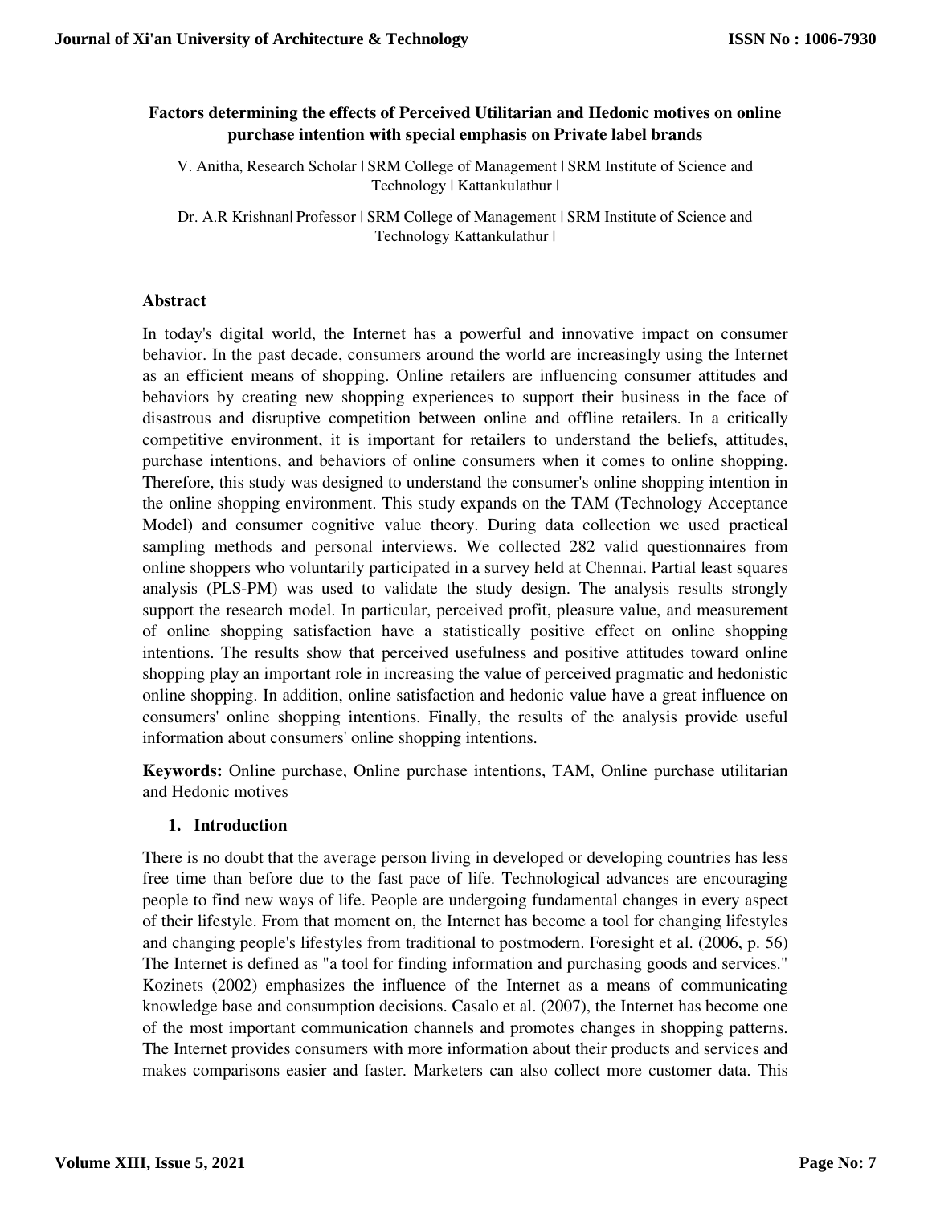# Factors determining the effects of Perceived Utilitarian and Hedonic motives on online purchase intention with special emphasis on Private label brands

V. Anitha, Research Scholar | SRM College of Management | SRM Institute of Science and Technology | Kattankulathur |

Dr. A.R Krishnan| Professor | SRM College of Management | SRM Institute of Science and Technology Kattankulathur |

## Abstract

In today's digital world, the Internet has a powerful and innovative impact on consumer behavior. In the past decade, consumers around the world are increasingly using the Internet as an efficient means of shopping. Online retailers are influencing consumer attitudes and behaviors by creating new shopping experiences to support their business in the face of disastrous and disruptive competition between online and offline retailers. In a critically competitive environment, it is important for retailers to understand the beliefs, attitudes, purchase intentions, and behaviors of online consumers when it comes to online shopping. Therefore, this study was designed to understand the consumer's online shopping intention in the online shopping environment. This study expands on the TAM (Technology Acceptance Model) and consumer cognitive value theory. During data collection we used practical sampling methods and personal interviews. We collected 282 valid questionnaires from online shoppers who voluntarily participated in a survey held at Chennai. Partial least squares analysis (PLS-PM) was used to validate the study design. The analysis results strongly support the research model. In particular, perceived profit, pleasure value, and measurement of online shopping satisfaction have a statistically positive effect on online shopping intentions. The results show that perceived usefulness and positive attitudes toward online shopping play an important role in increasing the value of perceived pragmatic and hedonistic online shopping. In addition, online satisfaction and hedonic value have a great influence on consumers' online shopping intentions. Finally, the results of the analysis provide useful information about consumers' online shopping intentions.

**Keywords:** Online purchase, Online purchase intentions, TAM, Online purchase utilitarian and Hedonic motives

## 1. Introduction

There is no doubt that the average person living in developed or developing countries has less free time than before due to the fast pace of life. Technological advances are encouraging people to find new ways of life. People are undergoing fundamental changes in every aspect of their lifestyle. From that moment on, the Internet has become a tool for changing lifestyles and changing people's lifestyles from traditional to postmodern. Foresight et al. (2006, p. 56) The Internet is defined as "a tool for finding information and purchasing goods and services." Kozinets (2002) emphasizes the influence of the Internet as a means of communicating knowledge base and consumption decisions. Casalo et al. (2007), the Internet has become one of the most important communication channels and promotes changes in shopping patterns. The Internet provides consumers with more information about their products and services and makes comparisons easier and faster. Marketers can also collect more customer data. This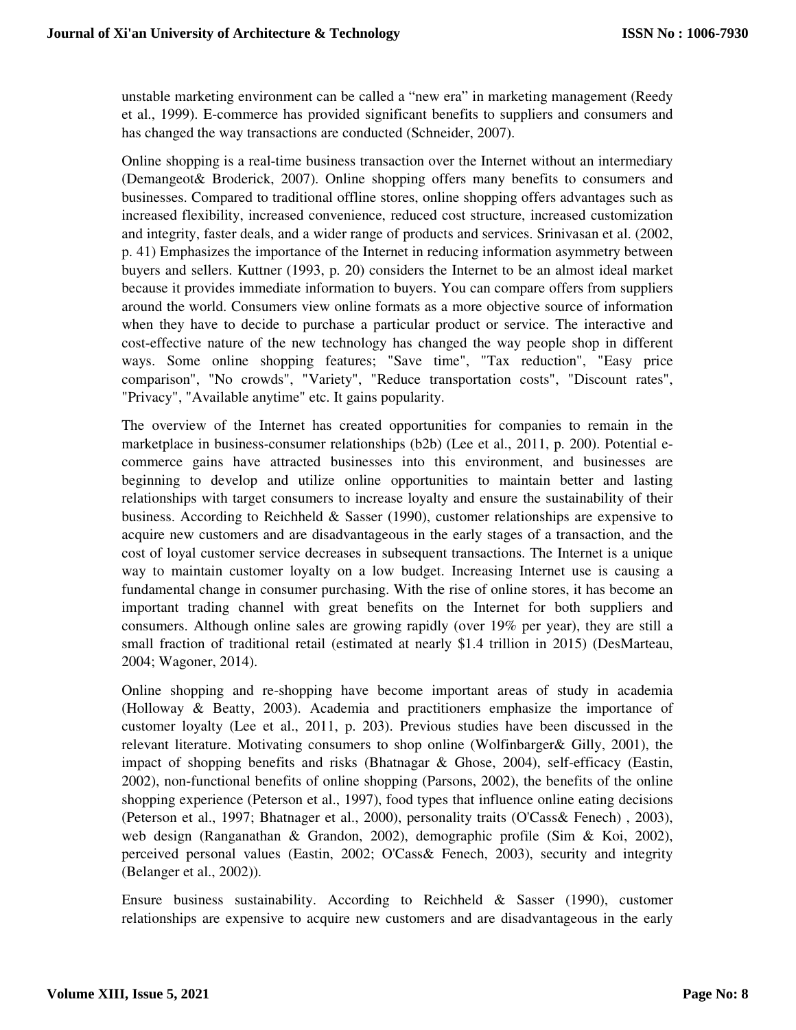unstable marketing environment can be called a “new era” in marketing management (Reedy et al., 1999). E-commerce has provided significant benefits to suppliers and consumers and has changed the way transactions are conducted (Schneider, 2007).

Online shopping is a real-time business transaction over the Internet without an intermediary (Demangeot& Broderick, 2007). Online shopping offers many benefits to consumers and businesses. Compared to traditional offline stores, online shopping offers advantages such as increased flexibility, increased convenience, reduced cost structure, increased customization and integrity, faster deals, and a wider range of products and services. Srinivasan et al. (2002, p. 41) Emphasizes the importance of the Internet in reducing information asymmetry between buyers and sellers. Kuttner (1993, p. 20) considers the Internet to be an almost ideal market because it provides immediate information to buyers. You can compare offers from suppliers around the world. Consumers view online formats as a more objective source of information when they have to decide to purchase a particular product or service. The interactive and cost-effective nature of the new technology has changed the way people shop in different ways. Some online shopping features; "Save time", "Tax reduction", "Easy price comparison", "No crowds", "Variety", "Reduce transportation costs", "Discount rates", "Privacy", "Available anytime" etc. It gains popularity.

The overview of the Internet has created opportunities for companies to remain in the marketplace in business-consumer relationships (b2b) (Lee et al., 2011, p. 200). Potential e-commerce gains have attracted businesses into this environment, and businesses are beginning to develop and utilize online opportunities to maintain better and lasting relationships with target consumers to increase loyalty and ensure the sustainability of their business. According to Reichheld & Sasser (1990), customer relationships are expensive to acquire new customers and are disadvantageous in the early stages of a transaction, and the cost of loyal customer service decreases in subsequent transactions. The Internet is a unique way to maintain customer loyalty on a low budget. Increasing Internet use is causing a fundamental change in consumer purchasing. With the rise of online stores, it has become an important trading channel with great benefits on the Internet for both suppliers and consumers. Although online sales are growing rapidly (over 19% per year), they are still a small fraction of traditional retail (estimated at nearly $1.4 trillion in 2015) (DesMarteau, 2004; Wagoner, 2014).

Online shopping and re-shopping have become important areas of study in academia (Holloway & Beatty, 2003). Academia and practitioners emphasize the importance of customer loyalty (Lee et al., 2011, p. 203). Previous studies have been discussed in the relevant literature. Motivating consumers to shop online (Wolfinbarger& Gilly, 2001), the impact of shopping benefits and risks (Bhatnagar & Ghose, 2004), self-efficacy (Eastin, 2002), non-functional benefits of online shopping (Parsons, 2002), the benefits of the online shopping experience (Peterson et al., 1997), food types that influence online eating decisions (Peterson et al., 1997; Bhatnager et al., 2000), personality traits (O'Cass& Fenech) , 2003), web design (Ranganathan & Grandon, 2002), demographic profile (Sim & Koi, 2002), perceived personal values (Eastin, 2002; O'Cass& Fenech, 2003), security and integrity (Belanger et al., 2002)).

Ensure business sustainability. According to Reichheld & Sasser (1990), customer relationships are expensive to acquire new customers and are disadvantageous in the early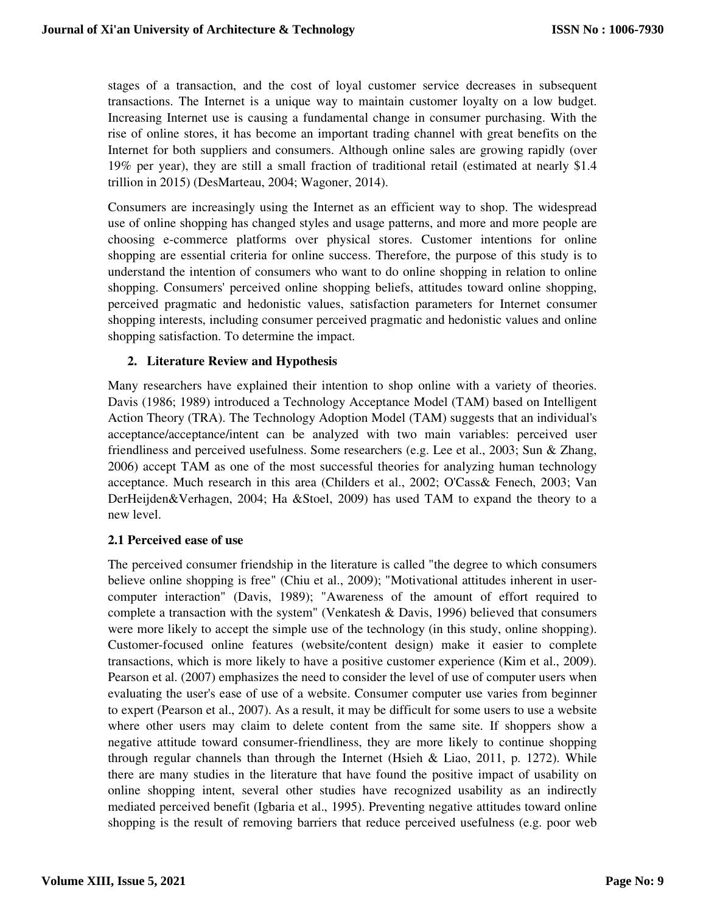stages of a transaction, and the cost of loyal customer service decreases in subsequent transactions. The Internet is a unique way to maintain customer loyalty on a low budget. Increasing Internet use is causing a fundamental change in consumer purchasing. With the rise of online stores, it has become an important trading channel with great benefits on the Internet for both suppliers and consumers. Although online sales are growing rapidly (over 19% per year), they are still a small fraction of traditional retail (estimated at nearly $1.4 trillion in 2015) (DesMarteau, 2004; Wagoner, 2014).

Consumers are increasingly using the Internet as an efficient way to shop. The widespread use of online shopping has changed styles and usage patterns, and more and more people are choosing e-commerce platforms over physical stores. Customer intentions for online shopping are essential criteria for online success. Therefore, the purpose of this study is to understand the intention of consumers who want to do online shopping in relation to online shopping. Consumers' perceived online shopping beliefs, attitudes toward online shopping, perceived pragmatic and hedonistic values, satisfaction parameters for Internet consumer shopping interests, including consumer perceived pragmatic and hedonistic values and online shopping satisfaction. To determine the impact.

## 2. Literature Review and Hypothesis

Many researchers have explained their intention to shop online with a variety of theories. Davis (1986; 1989) introduced a Technology Acceptance Model (TAM) based on Intelligent Action Theory (TRA). The Technology Adoption Model (TAM) suggests that an individual's acceptance/acceptance/intent can be analyzed with two main variables: perceived user friendliness and perceived usefulness. Some researchers (e.g. Lee et al., 2003; Sun & Zhang, 2006) accept TAM as one of the most successful theories for analyzing human technology acceptance. Much research in this area (Childers et al., 2002; O'Cass& Fenech, 2003; Van DerHeijden&Verhagen, 2004; Ha &Stoel, 2009) has used TAM to expand the theory to a new level.

### 2.1 Perceived ease of use

The perceived consumer friendship in the literature is called "the degree to which consumers believe online shopping is free" (Chiu et al., 2009); "Motivational attitudes inherent in user-computer interaction" (Davis, 1989); "Awareness of the amount of effort required to complete a transaction with the system" (Venkatesh & Davis, 1996) believed that consumers were more likely to accept the simple use of the technology (in this study, online shopping). Customer-focused online features (website/content design) make it easier to complete transactions, which is more likely to have a positive customer experience (Kim et al., 2009). Pearson et al. (2007) emphasizes the need to consider the level of use of computer users when evaluating the user's ease of use of a website. Consumer computer use varies from beginner to expert (Pearson et al., 2007). As a result, it may be difficult for some users to use a website where other users may claim to delete content from the same site. If shoppers show a negative attitude toward consumer-friendliness, they are more likely to continue shopping through regular channels than through the Internet (Hsieh & Liao, 2011, p. 1272). While there are many studies in the literature that have found the positive impact of usability on online shopping intent, several other studies have recognized usability as an indirectly mediated perceived benefit (Igbaria et al., 1995). Preventing negative attitudes toward online shopping is the result of removing barriers that reduce perceived usefulness (e.g. poor web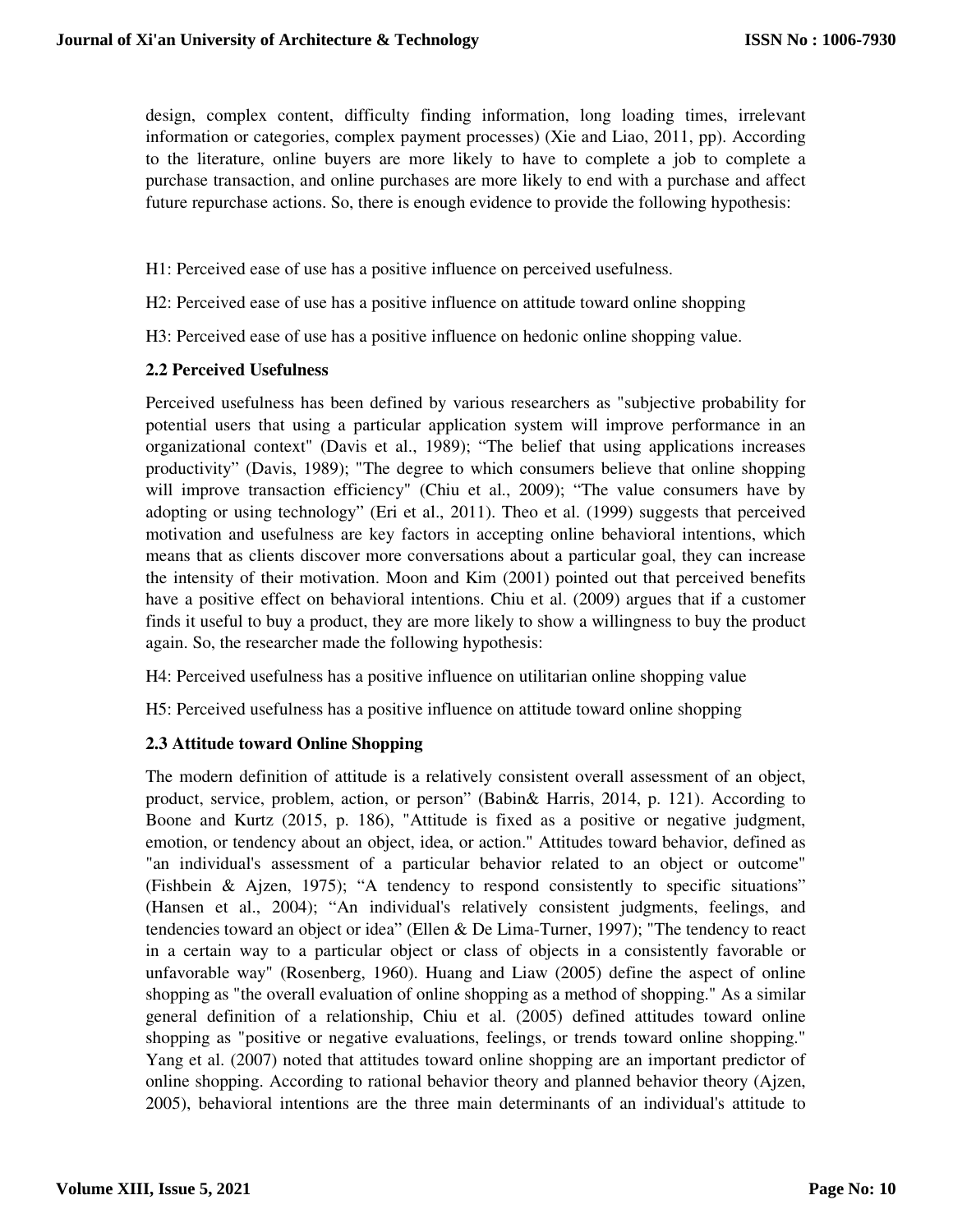design, complex content, difficulty finding information, long loading times, irrelevant information or categories, complex payment processes) (Xie and Liao, 2011, pp). According to the literature, online buyers are more likely to have to complete a job to complete a purchase transaction, and online purchases are more likely to end with a purchase and affect future repurchase actions. So, there is enough evidence to provide the following hypothesis:

H1: Perceived ease of use has a positive influence on perceived usefulness.

H2: Perceived ease of use has a positive influence on attitude toward online shopping

H3: Perceived ease of use has a positive influence on hedonic online shopping value.

### 2.2 Perceived Usefulness

Perceived usefulness has been defined by various researchers as "subjective probability for potential users that using a particular application system will improve performance in an organizational context" (Davis et al., 1989); "The belief that using applications increases productivity" (Davis, 1989); "The degree to which consumers believe that online shopping will improve transaction efficiency" (Chiu et al., 2009); "The value consumers have by adopting or using technology" (Eri et al., 2011). Theo et al. (1999) suggests that perceived motivation and usefulness are key factors in accepting online behavioral intentions, which means that as clients discover more conversations about a particular goal, they can increase the intensity of their motivation. Moon and Kim (2001) pointed out that perceived benefits have a positive effect on behavioral intentions. Chiu et al. (2009) argues that if a customer finds it useful to buy a product, they are more likely to show a willingness to buy the product again. So, the researcher made the following hypothesis:

H4: Perceived usefulness has a positive influence on utilitarian online shopping value

H5: Perceived usefulness has a positive influence on attitude toward online shopping

### 2.3 Attitude toward Online Shopping

The modern definition of attitude is a relatively consistent overall assessment of an object, product, service, problem, action, or person" (Babin& Harris, 2014, p. 121). According to Boone and Kurtz (2015, p. 186), "Attitude is fixed as a positive or negative judgment, emotion, or tendency about an object, idea, or action." Attitudes toward behavior, defined as "an individual's assessment of a particular behavior related to an object or outcome" (Fishbein & Ajzen, 1975); "A tendency to respond consistently to specific situations" (Hansen et al., 2004); "An individual's relatively consistent judgments, feelings, and tendencies toward an object or idea" (Ellen & De Lima-Turner, 1997); "The tendency to react in a certain way to a particular object or class of objects in a consistently favorable or unfavorable way" (Rosenberg, 1960). Huang and Liaw (2005) define the aspect of online shopping as "the overall evaluation of online shopping as a method of shopping." As a similar general definition of a relationship, Chiu et al. (2005) defined attitudes toward online shopping as "positive or negative evaluations, feelings, or trends toward online shopping." Yang et al. (2007) noted that attitudes toward online shopping are an important predictor of online shopping. According to rational behavior theory and planned behavior theory (Ajzen, 2005), behavioral intentions are the three main determinants of an individual's attitude to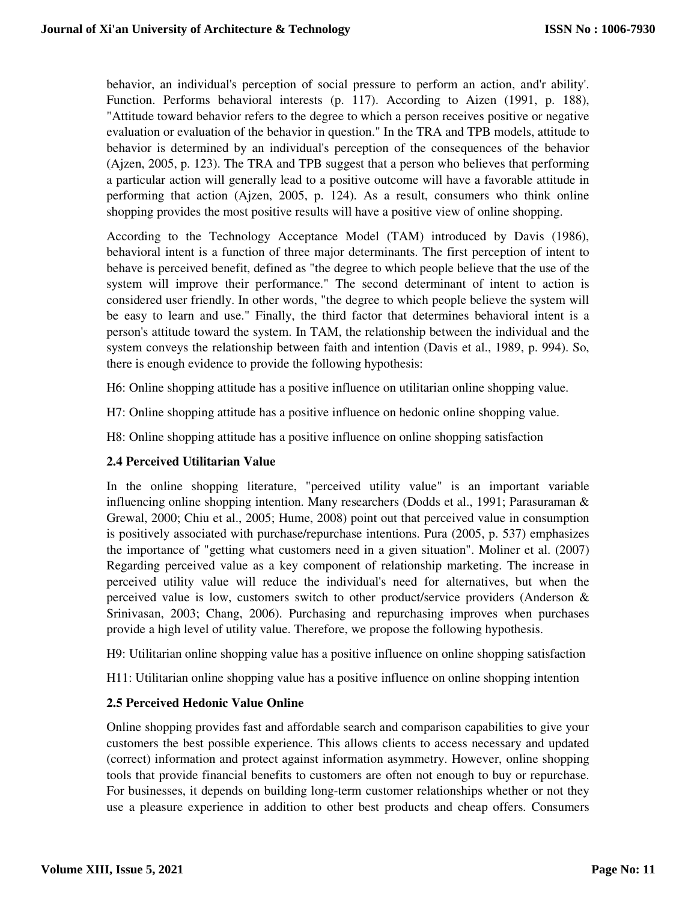behavior, an individual's perception of social pressure to perform an action, and'r ability'. Function. Performs behavioral interests (p. 117). According to Aizen (1991, p. 188), "Attitude toward behavior refers to the degree to which a person receives positive or negative evaluation or evaluation of the behavior in question." In the TRA and TPB models, attitude to behavior is determined by an individual's perception of the consequences of the behavior (Ajzen, 2005, p. 123). The TRA and TPB suggest that a person who believes that performing a particular action will generally lead to a positive outcome will have a favorable attitude in performing that action (Ajzen, 2005, p. 124). As a result, consumers who think online shopping provides the most positive results will have a positive view of online shopping.

According to the Technology Acceptance Model (TAM) introduced by Davis (1986), behavioral intent is a function of three major determinants. The first perception of intent to behave is perceived benefit, defined as "the degree to which people believe that the use of the system will improve their performance." The second determinant of intent to action is considered user friendly. In other words, "the degree to which people believe the system will be easy to learn and use." Finally, the third factor that determines behavioral intent is a person's attitude toward the system. In TAM, the relationship between the individual and the system conveys the relationship between faith and intention (Davis et al., 1989, p. 994). So, there is enough evidence to provide the following hypothesis:

H6: Online shopping attitude has a positive influence on utilitarian online shopping value.

H7: Online shopping attitude has a positive influence on hedonic online shopping value.

H8: Online shopping attitude has a positive influence on online shopping satisfaction

### 2.4 Perceived Utilitarian Value

In the online shopping literature, "perceived utility value" is an important variable influencing online shopping intention. Many researchers (Dodds et al., 1991; Parasuraman & Grewal, 2000; Chiu et al., 2005; Hume, 2008) point out that perceived value in consumption is positively associated with purchase/repurchase intentions. Pura (2005, p. 537) emphasizes the importance of "getting what customers need in a given situation". Moliner et al. (2007) Regarding perceived value as a key component of relationship marketing. The increase in perceived utility value will reduce the individual's need for alternatives, but when the perceived value is low, customers switch to other product/service providers (Anderson & Srinivasan, 2003; Chang, 2006). Purchasing and repurchasing improves when purchases provide a high level of utility value. Therefore, we propose the following hypothesis.

H9: Utilitarian online shopping value has a positive influence on online shopping satisfaction

H11: Utilitarian online shopping value has a positive influence on online shopping intention

### 2.5 Perceived Hedonic Value Online

Online shopping provides fast and affordable search and comparison capabilities to give your customers the best possible experience. This allows clients to access necessary and updated (correct) information and protect against information asymmetry. However, online shopping tools that provide financial benefits to customers are often not enough to buy or repurchase. For businesses, it depends on building long-term customer relationships whether or not they use a pleasure experience in addition to other best products and cheap offers. Consumers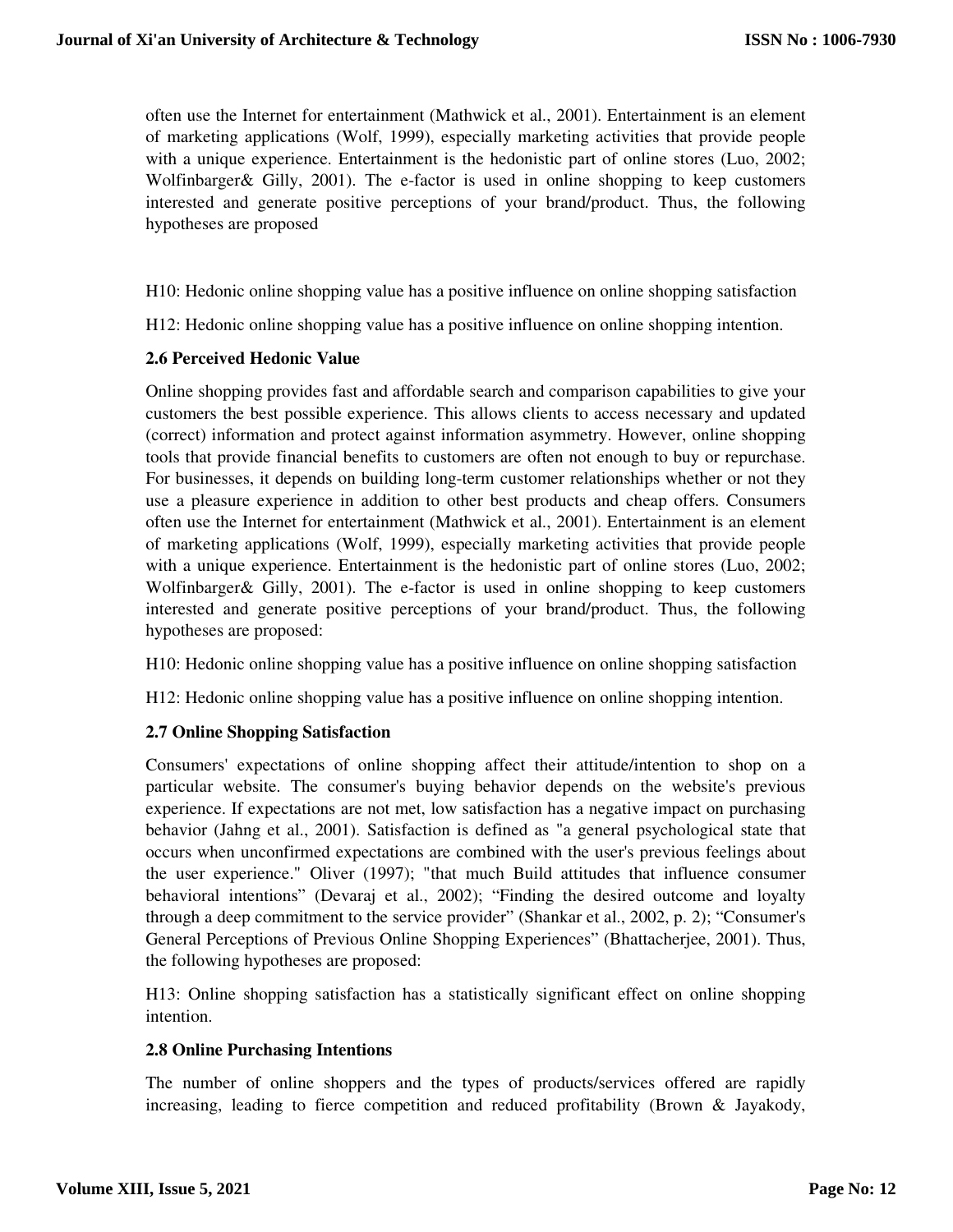often use the Internet for entertainment (Mathwick et al., 2001). Entertainment is an element of marketing applications (Wolf, 1999), especially marketing activities that provide people with a unique experience. Entertainment is the hedonistic part of online stores (Luo, 2002; Wolfinbarger& Gilly, 2001). The e-factor is used in online shopping to keep customers interested and generate positive perceptions of your brand/product. Thus, the following hypotheses are proposed

H10: Hedonic online shopping value has a positive influence on online shopping satisfaction

H12: Hedonic online shopping value has a positive influence on online shopping intention.

### 2.6 Perceived Hedonic Value

Online shopping provides fast and affordable search and comparison capabilities to give your customers the best possible experience. This allows clients to access necessary and updated (correct) information and protect against information asymmetry. However, online shopping tools that provide financial benefits to customers are often not enough to buy or repurchase. For businesses, it depends on building long-term customer relationships whether or not they use a pleasure experience in addition to other best products and cheap offers. Consumers often use the Internet for entertainment (Mathwick et al., 2001). Entertainment is an element of marketing applications (Wolf, 1999), especially marketing activities that provide people with a unique experience. Entertainment is the hedonistic part of online stores (Luo, 2002; Wolfinbarger& Gilly, 2001). The e-factor is used in online shopping to keep customers interested and generate positive perceptions of your brand/product. Thus, the following hypotheses are proposed:

H10: Hedonic online shopping value has a positive influence on online shopping satisfaction

H12: Hedonic online shopping value has a positive influence on online shopping intention.

### 2.7 Online Shopping Satisfaction

Consumers' expectations of online shopping affect their attitude/intention to shop on a particular website. The consumer's buying behavior depends on the website's previous experience. If expectations are not met, low satisfaction has a negative impact on purchasing behavior (Jahng et al., 2001). Satisfaction is defined as "a general psychological state that occurs when unconfirmed expectations are combined with the user's previous feelings about the user experience." Oliver (1997); "that much Build attitudes that influence consumer behavioral intentions" (Devaraj et al., 2002); "Finding the desired outcome and loyalty through a deep commitment to the service provider" (Shankar et al., 2002, p. 2); "Consumer's General Perceptions of Previous Online Shopping Experiences" (Bhattacherjee, 2001). Thus, the following hypotheses are proposed:

H13: Online shopping satisfaction has a statistically significant effect on online shopping intention.

### 2.8 Online Purchasing Intentions

The number of online shoppers and the types of products/services offered are rapidly increasing, leading to fierce competition and reduced profitability (Brown & Jayakody,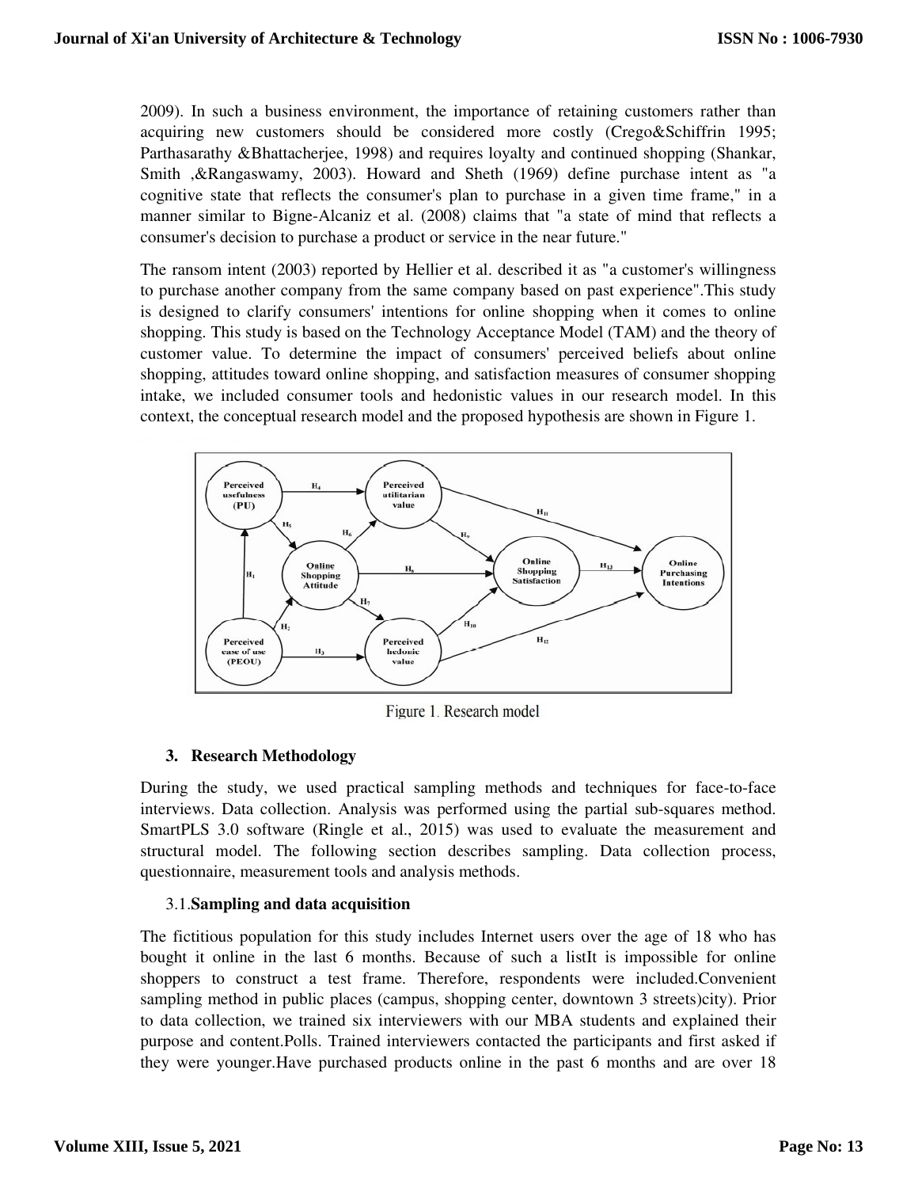2009). In such a business environment, the importance of retaining customers rather than acquiring new customers should be considered more costly (Crego&Schiffrin 1995; Parthasarathy &Bhattacherjee, 1998) and requires loyalty and continued shopping (Shankar, Smith ,&Rangaswamy, 2003). Howard and Sheth (1969) define purchase intent as "a cognitive state that reflects the consumer's plan to purchase in a given time frame," in a manner similar to Bigne-Alcaniz et al. (2008) claims that "a state of mind that reflects a consumer's decision to purchase a product or service in the near future."

The ransom intent (2003) reported by Hellier et al. described it as "a customer's willingness to purchase another company from the same company based on past experience".This study is designed to clarify consumers' intentions for online shopping when it comes to online shopping. This study is based on the Technology Acceptance Model (TAM) and the theory of customer value. To determine the impact of consumers' perceived beliefs about online shopping, attitudes toward online shopping, and satisfaction measures of consumer shopping intake, we included consumer tools and hedonistic values in our research model. In this context, the conceptual research model and the proposed hypothesis are shown in Figure 1.

Figure 1. Research model

## 3. Research Methodology

During the study, we used practical sampling methods and techniques for face-to-face interviews. Data collection. Analysis was performed using the partial sub-squares method. SmartPLS 3.0 software (Ringle et al., 2015) was used to evaluate the measurement and structural model. The following section describes sampling. Data collection process, questionnaire, measurement tools and analysis methods.

### 3.1. Sampling and data acquisition

The fictitious population for this study includes Internet users over the age of 18 who has bought it online in the last 6 months. Because of such a listIt is impossible for online shoppers to construct a test frame. Therefore, respondents were included.Convenient sampling method in public places (campus, shopping center, downtown 3 streets)city). Prior to data collection, we trained six interviewers with our MBA students and explained their purpose and content.Polls. Trained interviewers contacted the participants and first asked if they were younger.Have purchased products online in the past 6 months and are over 18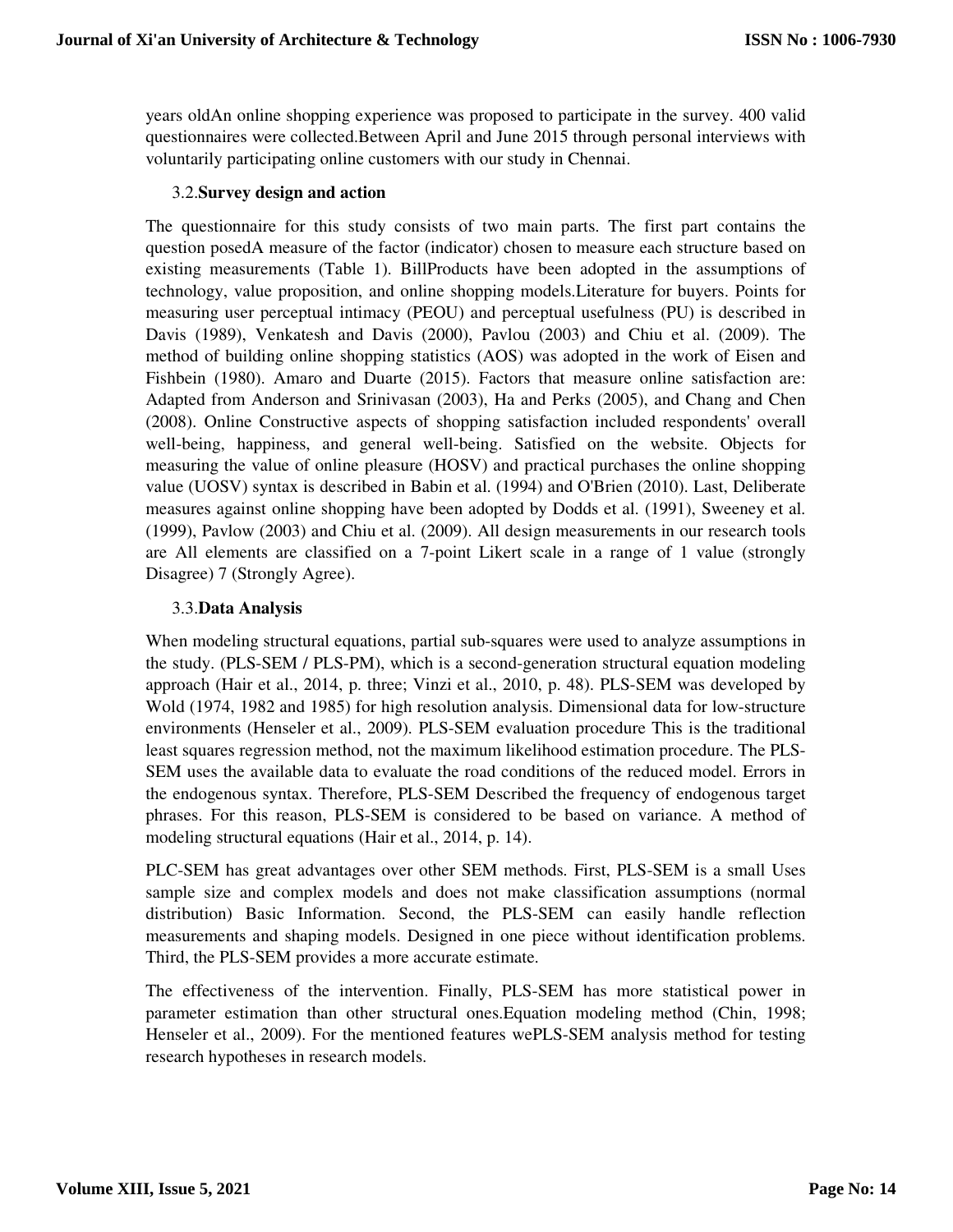years oldAn online shopping experience was proposed to participate in the survey. 400 valid questionnaires were collected.Between April and June 2015 through personal interviews with voluntarily participating online customers with our study in Chennai.

### 3.2.**Survey design and action**

The questionnaire for this study consists of two main parts. The first part contains the question posedA measure of the factor (indicator) chosen to measure each structure based on existing measurements (Table 1). BillProducts have been adopted in the assumptions of technology, value proposition, and online shopping models.Literature for buyers. Points for measuring user perceptual intimacy (PEOU) and perceptual usefulness (PU) is described in Davis (1989), Venkatesh and Davis (2000), Pavlou (2003) and Chiu et al. (2009). The method of building online shopping statistics (AOS) was adopted in the work of Eisen and Fishbein (1980). Amaro and Duarte (2015). Factors that measure online satisfaction are: Adapted from Anderson and Srinivasan (2003), Ha and Perks (2005), and Chang and Chen (2008). Online Constructive aspects of shopping satisfaction included respondents' overall well-being, happiness, and general well-being. Satisfied on the website. Objects for measuring the value of online pleasure (HOSV) and practical purchases the online shopping value (UOSV) syntax is described in Babin et al. (1994) and O'Brien (2010). Last, Deliberate measures against online shopping have been adopted by Dodds et al. (1991), Sweeney et al. (1999), Pavlow (2003) and Chiu et al. (2009). All design measurements in our research tools are All elements are classified on a 7-point Likert scale in a range of 1 value (strongly Disagree) 7 (Strongly Agree).

### 3.3.**Data Analysis**

When modeling structural equations, partial sub-squares were used to analyze assumptions in the study. (PLS-SEM / PLS-PM), which is a second-generation structural equation modeling approach (Hair et al., 2014, p. three; Vinzi et al., 2010, p. 48). PLS-SEM was developed by Wold (1974, 1982 and 1985) for high resolution analysis. Dimensional data for low-structure environments (Henseler et al., 2009). PLS-SEM evaluation procedure This is the traditional least squares regression method, not the maximum likelihood estimation procedure. The PLS-SEM uses the available data to evaluate the road conditions of the reduced model. Errors in the endogenous syntax. Therefore, PLS-SEM Described the frequency of endogenous target phrases. For this reason, PLS-SEM is considered to be based on variance. A method of modeling structural equations (Hair et al., 2014, p. 14).

PLC-SEM has great advantages over other SEM methods. First, PLS-SEM is a small Uses sample size and complex models and does not make classification assumptions (normal distribution) Basic Information. Second, the PLS-SEM can easily handle reflection measurements and shaping models. Designed in one piece without identification problems. Third, the PLS-SEM provides a more accurate estimate.

The effectiveness of the intervention. Finally, PLS-SEM has more statistical power in parameter estimation than other structural ones.Equation modeling method (Chin, 1998; Henseler et al., 2009). For the mentioned features wePLS-SEM analysis method for testing research hypotheses in research models.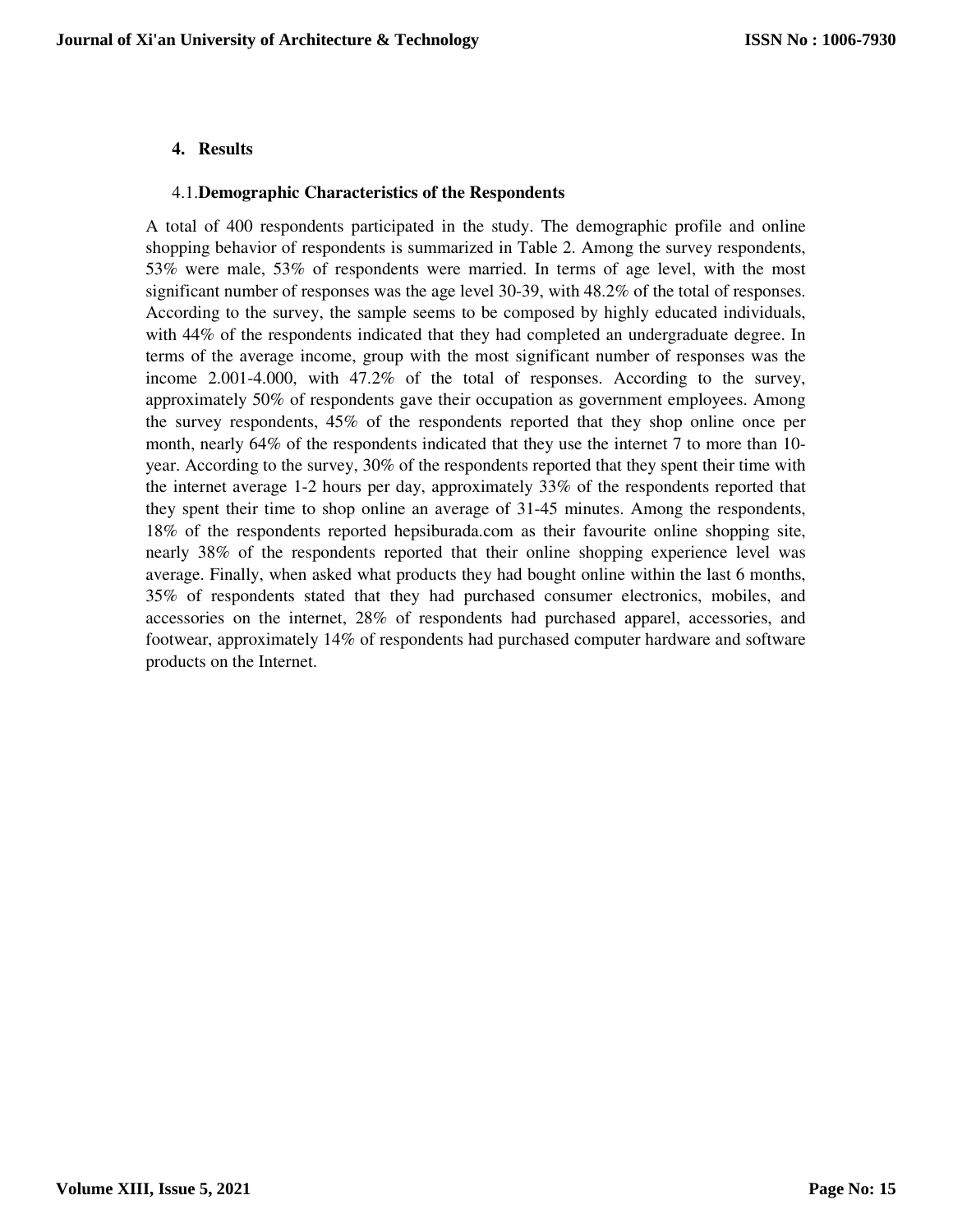## 4. Results

### 4.1. Demographic Characteristics of the Respondents

A total of 400 respondents participated in the study. The demographic profile and online shopping behavior of respondents is summarized in Table 2. Among the survey respondents, 53% were male, 53% of respondents were married. In terms of age level, with the most significant number of responses was the age level 30-39, with 48.2% of the total of responses. According to the survey, the sample seems to be composed by highly educated individuals, with 44% of the respondents indicated that they had completed an undergraduate degree. In terms of the average income, group with the most significant number of responses was the income 2.001-4.000, with 47.2% of the total of responses. According to the survey, approximately 50% of respondents gave their occupation as government employees. Among the survey respondents, 45% of the respondents reported that they shop online once per month, nearly 64% of the respondents indicated that they use the internet 7 to more than 10-year. According to the survey, 30% of the respondents reported that they spent their time with the internet average 1-2 hours per day, approximately 33% of the respondents reported that they spent their time to shop online an average of 31-45 minutes. Among the respondents, 18% of the respondents reported hepsiburada.com as their favourite online shopping site, nearly 38% of the respondents reported that their online shopping experience level was average. Finally, when asked what products they had bought online within the last 6 months, 35% of respondents stated that they had purchased consumer electronics, mobiles, and accessories on the internet, 28% of respondents had purchased apparel, accessories, and footwear, approximately 14% of respondents had purchased computer hardware and software products on the Internet.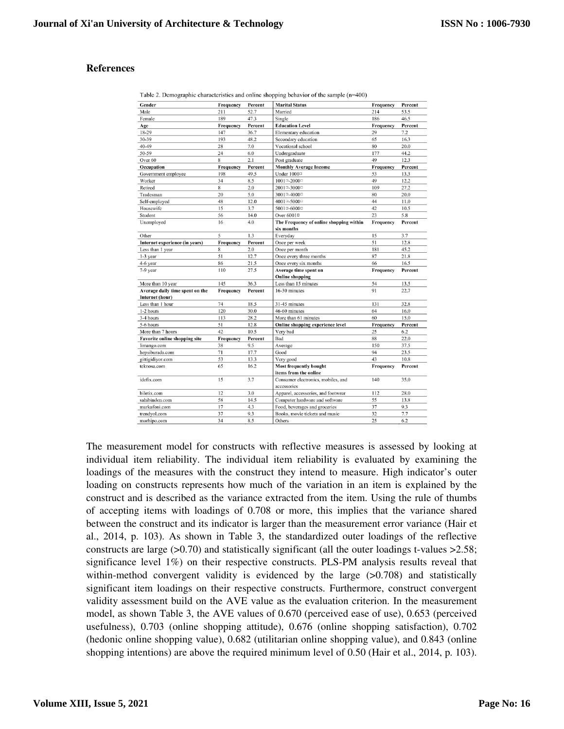## References

Table 2. Demographic characteristics and online shopping behavior of the sample (n=400)

| Gender | Frequency | Percent | Marital Status | Frequency | Percent |
|---|---|---|---|---|---|
| Male | 211 | 52.7 | Married | 214 | 53.5 |
| Female | 189 | 47.3 | Single | 186 | 46.5 |
| **Age** | **Frequency** | **Percent** | **Education Level** | **Frequency** | **Percent** |
| 18-29 | 147 | 36.7 | Elementary education | 29 | 7.2 |
| 30-39 | 193 | 48.2 | Secondary education | 65 | 16.3 |
| 40-49 | 28 | 7.0 | Vocational school | 80 | 20.0 |
| 50-59 | 24 | 6.0 | Undergraduate | 177 | 44.2 |
| Over 60 | 8 | 2.1 | Post graduate | 49 | 12.3 |
| **Occupation** | **Frequency** | **Percent** | **Monthly Average Income** | **Frequency** | **Percent** |
| Government employee | 198 | 49.5 | Under 1000□ | 53 | 13.3 |
| Worker | 34 | 8.5 | 1001□-2000□ | 49 | 12.2 |
| Retired | 8 | 2.0 | 2001□-3000□ | 109 | 27.2 |
| Tradesman | 20 | 5.0 | 3001□-4000□ | 80 | 20.0 |
| Self-employed | 48 | 12.0 | 4001□-5000□ | 44 | 11.0 |
| Housewife | 15 | 3.7 | 5001□-6000□ | 42 | 10.5 |
| Student | 56 | 14.0 | Over 6001□ | 23 | 5.8 |
| Unemployed | 16 | 4.0 | **The Frequency of online shopping within six months** | **Frequency** | **Percent** |
| Other | 5 | 1.3 | Everyday | 15 | 3.7 |
| **Internet experience (in years)** | **Frequency** | **Percent** | Once per week | 51 | 12.8 |
| Less than 1 year | 8 | 2.0 | Once per month | 181 | 45.2 |
| 1-3 year | 51 | 12.7 | Once every three months | 87 | 21.8 |
| 4-6 year | 86 | 21.5 | Once every six months | 66 | 16.5 |
| 7-9 year | 110 | 27.5 | **Average time spent on Online shopping** | **Frequency** | **Percent** |
| More than 10 year | 145 | 36.3 | Less than 15 minutes | 54 | 13.5 |
| **Average daily time spent on the Internet (hour)** | **Frequency** | **Percent** | 16-30 minutes | 91 | 22.7 |
| Less than 1 hour | 74 | 18.5 | 31-45 minutes | 131 | 32.8 |
| 1-2 hours | 120 | 30.0 | 46-60 minutes | 64 | 16.0 |
| 3-4 hours | 113 | 28.2 | More than 61 minutes | 60 | 15.0 |
| 5-6 hours | 51 | 12.8 | **Online shopping experience level** | **Frequency** | **Percent** |
| More than 7 hours | 42 | 10.5 | Very bad | 25 | 6.2 |
| **Favorite online shopping site** | **Frequency** | **Percent** | Bad | 88 | 22.0 |
| limango.com | 38 | 9.5 | Average | 150 | 37.5 |
| hepsiburada.com | 71 | 17.7 | Good | 94 | 23.5 |
| gittigidiyor.com | 53 | 13.3 | Very good | 43 | 10.8 |
| teknosa.com | 65 | 16.2 | **Most frequently bought items from the online** | **Frequency** | **Percent** |
| idefix.com | 15 | 3.7 | Consumer electronics, mobiles, and accessories | 140 | 35.0 |
| biletix.com | 12 | 3.0 | Apparel, accessories, and footwear | 112 | 28.0 |
| sahibinden.com | 58 | 14.5 | Computer hardware and software | 55 | 13.8 |
| markafoni.com | 17 | 4.3 | Food, beverages and groceries | 37 | 9.3 |
| trendyol.com | 37 | 9.3 | Books, movie tickets and music | 32 | 7.7 |
| morhipo.com | 34 | 8.5 | Others | 25 | 6.2 |

The measurement model for constructs with reflective measures is assessed by looking at individual item reliability. The individual item reliability is evaluated by examining the loadings of the measures with the construct they intend to measure. High indicator's outer loading on constructs represents how much of the variation in an item is explained by the construct and is described as the variance extracted from the item. Using the rule of thumbs of accepting items with loadings of 0.708 or more, this implies that the variance shared between the construct and its indicator is larger than the measurement error variance (Hair et al., 2014, p. 103). As shown in Table 3, the standardized outer loadings of the reflective constructs are large (>0.70) and statistically significant (all the outer loadings t-values >2.58; significance level 1%) on their respective constructs. PLS-PM analysis results reveal that within-method convergent validity is evidenced by the large (>0.708) and statistically significant item loadings on their respective constructs. Furthermore, construct convergent validity assessment build on the AVE value as the evaluation criterion. In the measurement model, as shown Table 3, the AVE values of 0.670 (perceived ease of use), 0.653 (perceived usefulness), 0.703 (online shopping attitude), 0.676 (online shopping satisfaction), 0.702 (hedonic online shopping value), 0.682 (utilitarian online shopping value), and 0.843 (online shopping intentions) are above the required minimum level of 0.50 (Hair et al., 2014, p. 103).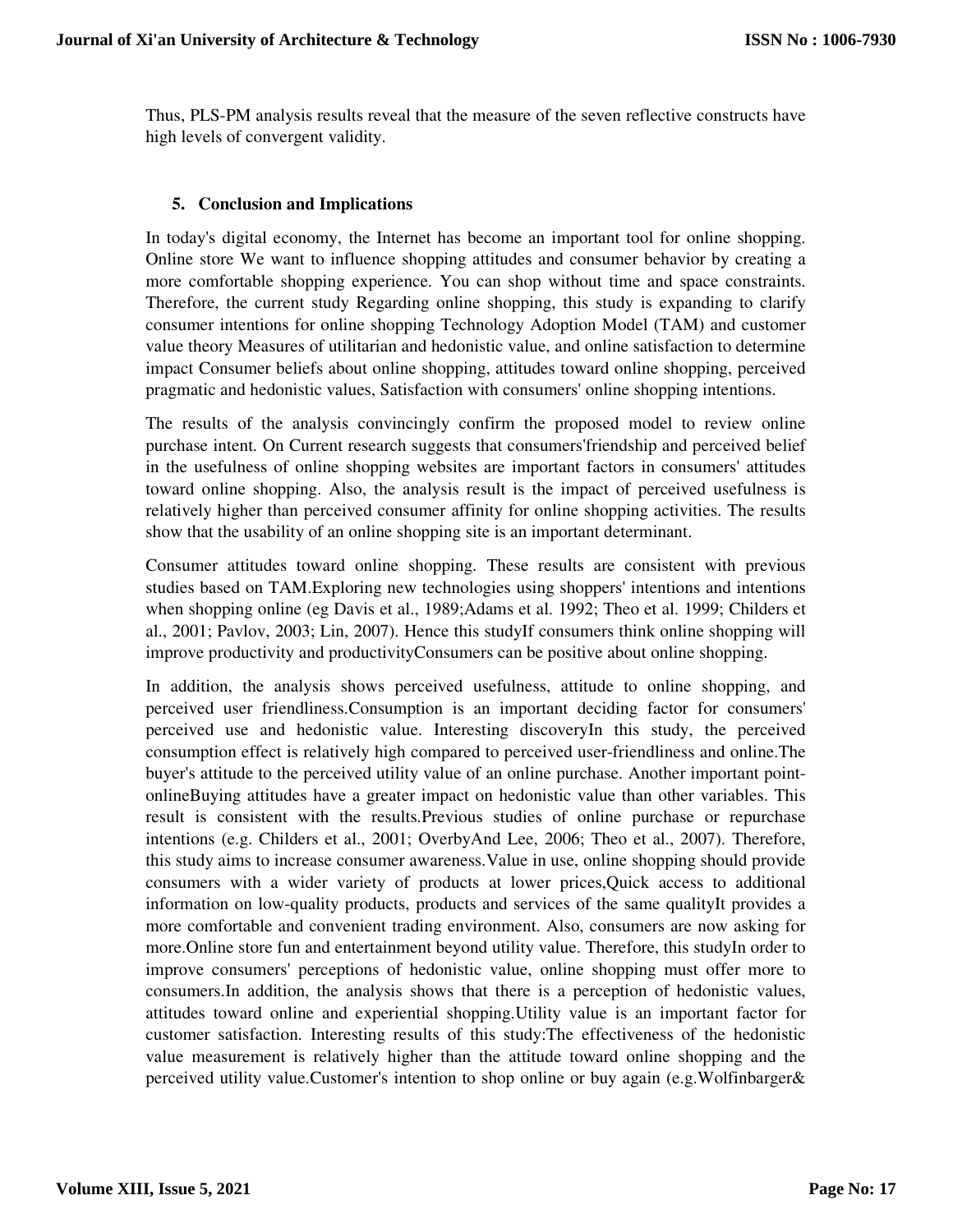Thus, PLS-PM analysis results reveal that the measure of the seven reflective constructs have high levels of convergent validity.

## 5. Conclusion and Implications

In today's digital economy, the Internet has become an important tool for online shopping. Online store We want to influence shopping attitudes and consumer behavior by creating a more comfortable shopping experience. You can shop without time and space constraints. Therefore, the current study Regarding online shopping, this study is expanding to clarify consumer intentions for online shopping Technology Adoption Model (TAM) and customer value theory Measures of utilitarian and hedonistic value, and online satisfaction to determine impact Consumer beliefs about online shopping, attitudes toward online shopping, perceived pragmatic and hedonistic values, Satisfaction with consumers' online shopping intentions.

The results of the analysis convincingly confirm the proposed model to review online purchase intent. On Current research suggests that consumers'friendship and perceived belief in the usefulness of online shopping websites are important factors in consumers' attitudes toward online shopping. Also, the analysis result is the impact of perceived usefulness is relatively higher than perceived consumer affinity for online shopping activities. The results show that the usability of an online shopping site is an important determinant.

Consumer attitudes toward online shopping. These results are consistent with previous studies based on TAM.Exploring new technologies using shoppers' intentions and intentions when shopping online (eg Davis et al., 1989;Adams et al. 1992; Theo et al. 1999; Childers et al., 2001; Pavlov, 2003; Lin, 2007). Hence this studyIf consumers think online shopping will improve productivity and productivityConsumers can be positive about online shopping.

In addition, the analysis shows perceived usefulness, attitude to online shopping, and perceived user friendliness.Consumption is an important deciding factor for consumers' perceived use and hedonistic value. Interesting discoveryIn this study, the perceived consumption effect is relatively high compared to perceived user-friendliness and online.The buyer's attitude to the perceived utility value of an online purchase. Another important point-onlineBuying attitudes have a greater impact on hedonistic value than other variables. This result is consistent with the results.Previous studies of online purchase or repurchase intentions (e.g. Childers et al., 2001; OverbyAnd Lee, 2006; Theo et al., 2007). Therefore, this study aims to increase consumer awareness.Value in use, online shopping should provide consumers with a wider variety of products at lower prices,Quick access to additional information on low-quality products, products and services of the same qualityIt provides a more comfortable and convenient trading environment. Also, consumers are now asking for more.Online store fun and entertainment beyond utility value. Therefore, this studyIn order to improve consumers' perceptions of hedonistic value, online shopping must offer more to consumers.In addition, the analysis shows that there is a perception of hedonistic values, attitudes toward online and experiential shopping.Utility value is an important factor for customer satisfaction. Interesting results of this study:The effectiveness of the hedonistic value measurement is relatively higher than the attitude toward online shopping and the perceived utility value.Customer's intention to shop online or buy again (e.g.Wolfinbarger&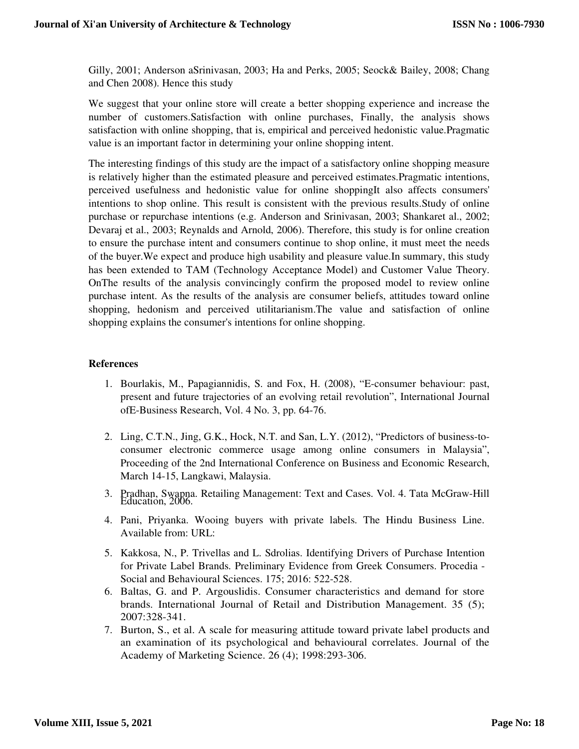Gilly, 2001; Anderson aSrinivasan, 2003; Ha and Perks, 2005; Seock& Bailey, 2008; Chang and Chen 2008). Hence this study

We suggest that your online store will create a better shopping experience and increase the number of customers.Satisfaction with online purchases, Finally, the analysis shows satisfaction with online shopping, that is, empirical and perceived hedonistic value.Pragmatic value is an important factor in determining your online shopping intent.

The interesting findings of this study are the impact of a satisfactory online shopping measure is relatively higher than the estimated pleasure and perceived estimates.Pragmatic intentions, perceived usefulness and hedonistic value for online shoppingIt also affects consumers' intentions to shop online. This result is consistent with the previous results.Study of online purchase or repurchase intentions (e.g. Anderson and Srinivasan, 2003; Shankaret al., 2002; Devaraj et al., 2003; Reynalds and Arnold, 2006). Therefore, this study is for online creation to ensure the purchase intent and consumers continue to shop online, it must meet the needs of the buyer.We expect and produce high usability and pleasure value.In summary, this study has been extended to TAM (Technology Acceptance Model) and Customer Value Theory. OnThe results of the analysis convincingly confirm the proposed model to review online purchase intent. As the results of the analysis are consumer beliefs, attitudes toward online shopping, hedonism and perceived utilitarianism.The value and satisfaction of online shopping explains the consumer's intentions for online shopping.

## References

1. Bourlakis, M., Papagiannidis, S. and Fox, H. (2008), "E-consumer behaviour: past, present and future trajectories of an evolving retail revolution", International Journal ofE-Business Research, Vol. 4 No. 3, pp. 64-76.
2. Ling, C.T.N., Jing, G.K., Hock, N.T. and San, L.Y. (2012), "Predictors of business-to-consumer electronic commerce usage among online consumers in Malaysia", Proceeding of the 2nd International Conference on Business and Economic Research, March 14-15, Langkawi, Malaysia.
3. Pradhan, Swapna. Retailing Management: Text and Cases. Vol. 4. Tata McGraw-Hill Education, 2006.
4. Pani, Priyanka. Wooing buyers with private labels. The Hindu Business Line. Available from: URL:
5. Kakkosa, N., P. Trivellas and L. Sdrolias. Identifying Drivers of Purchase Intention for Private Label Brands. Preliminary Evidence from Greek Consumers. Procedia - Social and Behavioural Sciences. 175; 2016: 522-528.
6. Baltas, G. and P. Argouslidis. Consumer characteristics and demand for store brands. International Journal of Retail and Distribution Management. 35 (5); 2007:328-341.
7. Burton, S., et al. A scale for measuring attitude toward private label products and an examination of its psychological and behavioural correlates. Journal of the Academy of Marketing Science. 26 (4); 1998:293-306.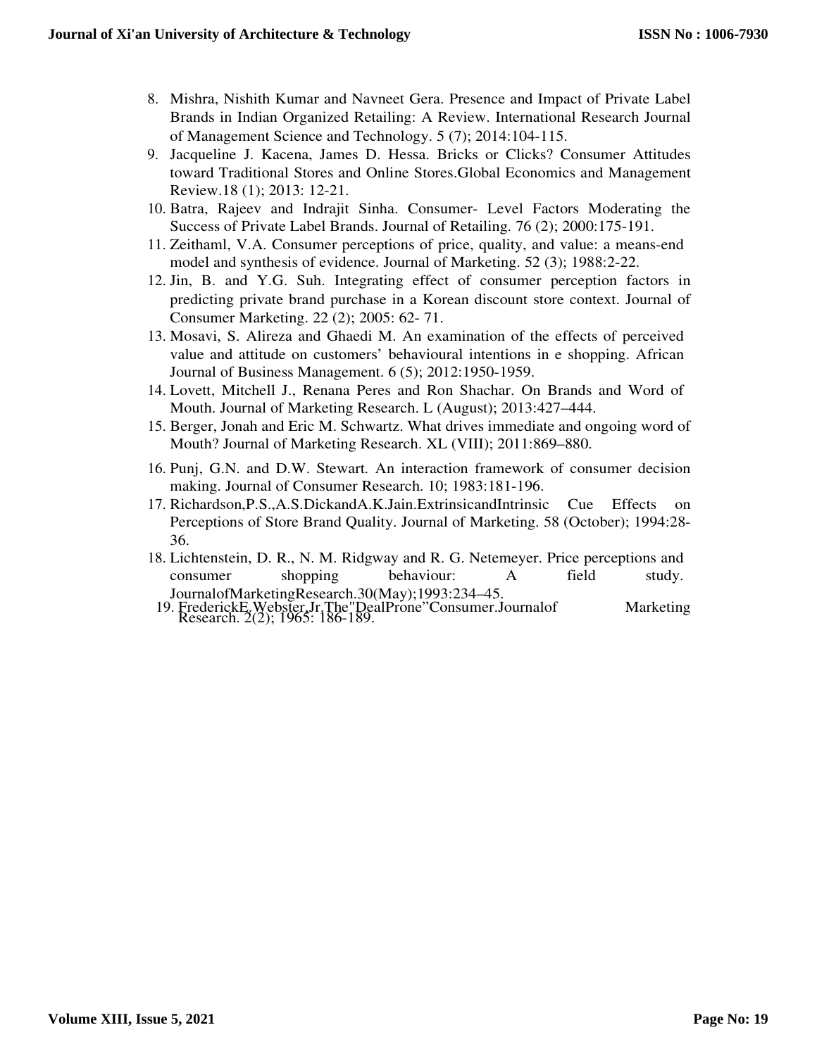8. Mishra, Nishith Kumar and Navneet Gera. Presence and Impact of Private Label Brands in Indian Organized Retailing: A Review. International Research Journal of Management Science and Technology. 5 (7); 2014:104-115.
9. Jacqueline J. Kacena, James D. Hessa. Bricks or Clicks? Consumer Attitudes toward Traditional Stores and Online Stores.Global Economics and Management Review.18 (1); 2013: 12-21.
10. Batra, Rajeev and Indrajit Sinha. Consumer- Level Factors Moderating the Success of Private Label Brands. Journal of Retailing. 76 (2); 2000:175-191.
11. Zeithaml, V.A. Consumer perceptions of price, quality, and value: a means-end model and synthesis of evidence. Journal of Marketing. 52 (3); 1988:2-22.
12. Jin, B. and Y.G. Suh. Integrating effect of consumer perception factors in predicting private brand purchase in a Korean discount store context. Journal of Consumer Marketing. 22 (2); 2005: 62- 71.
13. Mosavi, S. Alireza and Ghaedi M. An examination of the effects of perceived value and attitude on customers' behavioural intentions in e shopping. African Journal of Business Management. 6 (5); 2012:1950-1959.
14. Lovett, Mitchell J., Renana Peres and Ron Shachar. On Brands and Word of Mouth. Journal of Marketing Research. L (August); 2013:427–444.
15. Berger, Jonah and Eric M. Schwartz. What drives immediate and ongoing word of Mouth? Journal of Marketing Research. XL (VIII); 2011:869–880.
16. Punj, G.N. and D.W. Stewart. An interaction framework of consumer decision making. Journal of Consumer Research. 10; 1983:181-196.
17. Richardson,P.S.,A.S.DickandA.K.Jain.ExtrinsicandIntrinsic Cue Effects on Perceptions of Store Brand Quality. Journal of Marketing. 58 (October); 1994:28-36.
18. Lichtenstein, D. R., N. M. Ridgway and R. G. Netemeyer. Price perceptions and consumer shopping behaviour: A field study. JournalofMarketingResearch.30(May);1993:234–45.
19. FrederickE.Webster,Jr.The"DealProne"Consumer.Journalof Marketing Research. 2(2); 1965: 186-189.